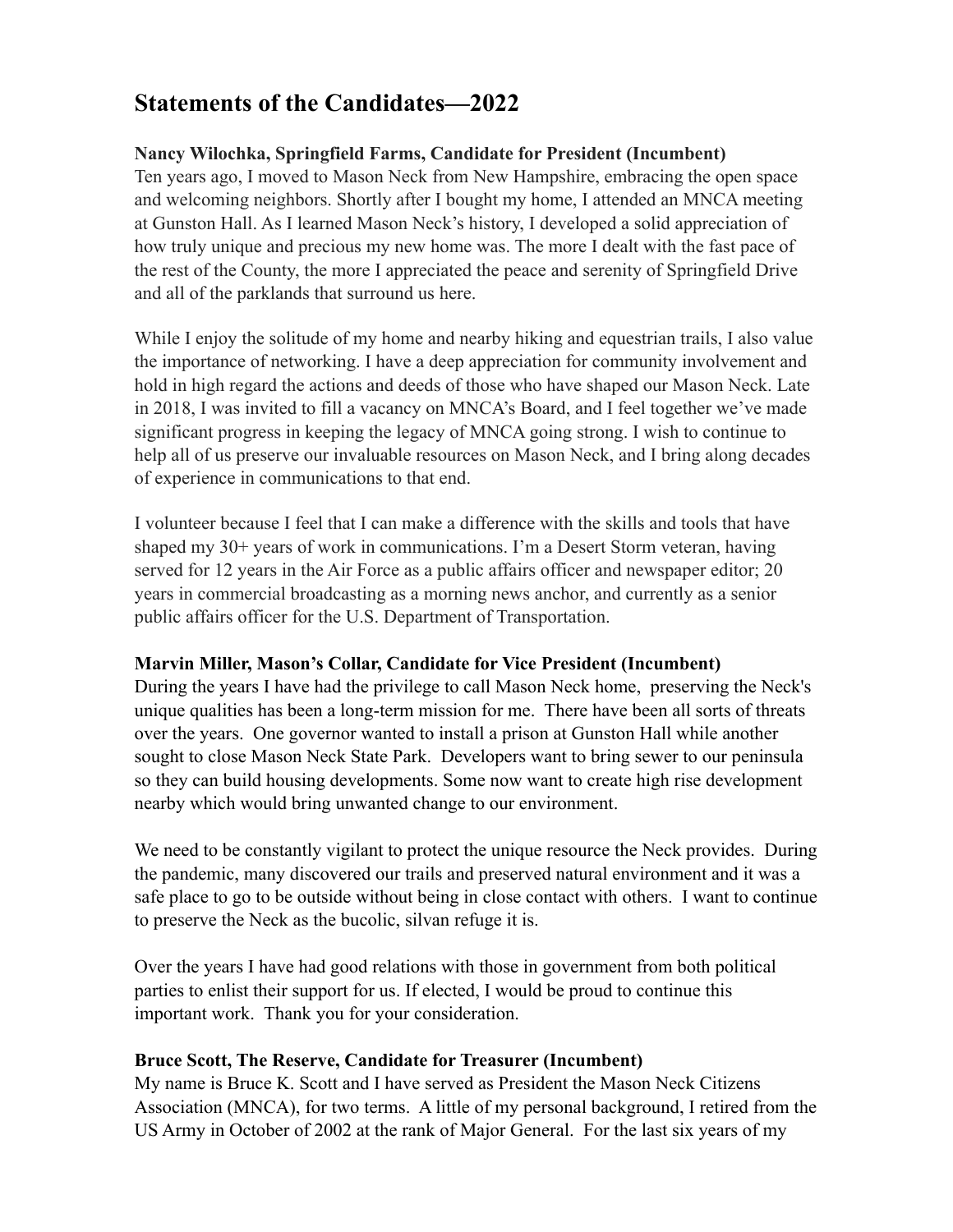# Statements of the Candidates—2022

**Nancy Wilochka, Springfield Farms, Candidate for President (Incumbent)**
Ten years ago, I moved to Mason Neck from New Hampshire, embracing the open space and welcoming neighbors. Shortly after I bought my home, I attended an MNCA meeting at Gunston Hall. As I learned Mason Neck's history, I developed a solid appreciation of how truly unique and precious my new home was. The more I dealt with the fast pace of the rest of the County, the more I appreciated the peace and serenity of Springfield Drive and all of the parklands that surround us here.

While I enjoy the solitude of my home and nearby hiking and equestrian trails, I also value the importance of networking. I have a deep appreciation for community involvement and hold in high regard the actions and deeds of those who have shaped our Mason Neck. Late in 2018, I was invited to fill a vacancy on MNCA's Board, and I feel together we've made significant progress in keeping the legacy of MNCA going strong. I wish to continue to help all of us preserve our invaluable resources on Mason Neck, and I bring along decades of experience in communications to that end.

I volunteer because I feel that I can make a difference with the skills and tools that have shaped my 30+ years of work in communications. I'm a Desert Storm veteran, having served for 12 years in the Air Force as a public affairs officer and newspaper editor; 20 years in commercial broadcasting as a morning news anchor, and currently as a senior public affairs officer for the U.S. Department of Transportation.

**Marvin Miller, Mason's Collar, Candidate for Vice President (Incumbent)**
During the years I have had the privilege to call Mason Neck home, preserving the Neck's unique qualities has been a long-term mission for me. There have been all sorts of threats over the years. One governor wanted to install a prison at Gunston Hall while another sought to close Mason Neck State Park. Developers want to bring sewer to our peninsula so they can build housing developments. Some now want to create high rise development nearby which would bring unwanted change to our environment.

We need to be constantly vigilant to protect the unique resource the Neck provides. During the pandemic, many discovered our trails and preserved natural environment and it was a safe place to go to be outside without being in close contact with others. I want to continue to preserve the Neck as the bucolic, silvan refuge it is.

Over the years I have had good relations with those in government from both political parties to enlist their support for us. If elected, I would be proud to continue this important work. Thank you for your consideration.

**Bruce Scott, The Reserve, Candidate for Treasurer (Incumbent)**
My name is Bruce K. Scott and I have served as President the Mason Neck Citizens Association (MNCA), for two terms. A little of my personal background, I retired from the US Army in October of 2002 at the rank of Major General. For the last six years of my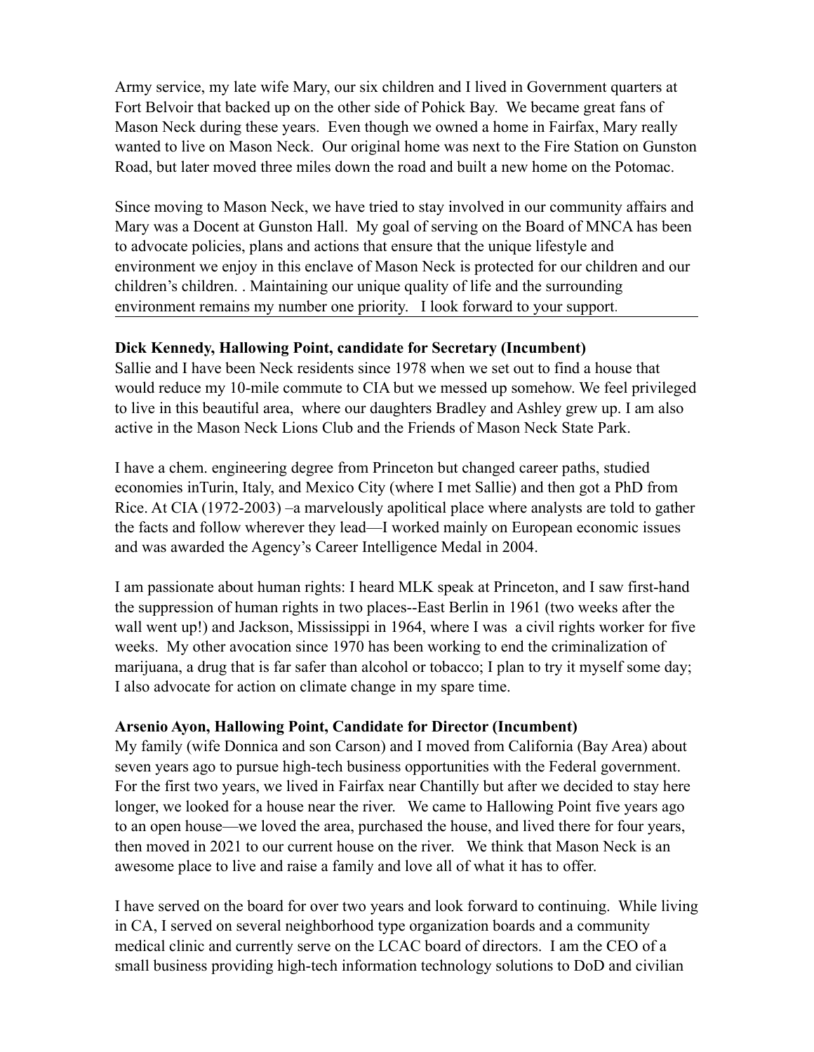Army service, my late wife Mary, our six children and I lived in Government quarters at Fort Belvoir that backed up on the other side of Pohick Bay. We became great fans of Mason Neck during these years. Even though we owned a home in Fairfax, Mary really wanted to live on Mason Neck. Our original home was next to the Fire Station on Gunston Road, but later moved three miles down the road and built a new home on the Potomac.

Since moving to Mason Neck, we have tried to stay involved in our community affairs and Mary was a Docent at Gunston Hall. My goal of serving on the Board of MNCA has been to advocate policies, plans and actions that ensure that the unique lifestyle and environment we enjoy in this enclave of Mason Neck is protected for our children and our children's children. . Maintaining our unique quality of life and the surrounding environment remains my number one priority. I look forward to your support.

---

**Dick Kennedy, Hallowing Point, candidate for Secretary (Incumbent)**

Sallie and I have been Neck residents since 1978 when we set out to find a house that would reduce my 10-mile commute to CIA but we messed up somehow. We feel privileged to live in this beautiful area, where our daughters Bradley and Ashley grew up. I am also active in the Mason Neck Lions Club and the Friends of Mason Neck State Park.

I have a chem. engineering degree from Princeton but changed career paths, studied economies inTurin, Italy, and Mexico City (where I met Sallie) and then got a PhD from Rice. At CIA (1972-2003) –a marvelously apolitical place where analysts are told to gather the facts and follow wherever they lead—I worked mainly on European economic issues and was awarded the Agency's Career Intelligence Medal in 2004.

I am passionate about human rights: I heard MLK speak at Princeton, and I saw first-hand the suppression of human rights in two places--East Berlin in 1961 (two weeks after the wall went up!) and Jackson, Mississippi in 1964, where I was a civil rights worker for five weeks. My other avocation since 1970 has been working to end the criminalization of marijuana, a drug that is far safer than alcohol or tobacco; I plan to try it myself some day; I also advocate for action on climate change in my spare time.

**Arsenio Ayon, Hallowing Point, Candidate for Director (Incumbent)**

My family (wife Donnica and son Carson) and I moved from California (Bay Area) about seven years ago to pursue high-tech business opportunities with the Federal government. For the first two years, we lived in Fairfax near Chantilly but after we decided to stay here longer, we looked for a house near the river. We came to Hallowing Point five years ago to an open house—we loved the area, purchased the house, and lived there for four years, then moved in 2021 to our current house on the river. We think that Mason Neck is an awesome place to live and raise a family and love all of what it has to offer.

I have served on the board for over two years and look forward to continuing. While living in CA, I served on several neighborhood type organization boards and a community medical clinic and currently serve on the LCAC board of directors. I am the CEO of a small business providing high-tech information technology solutions to DoD and civilian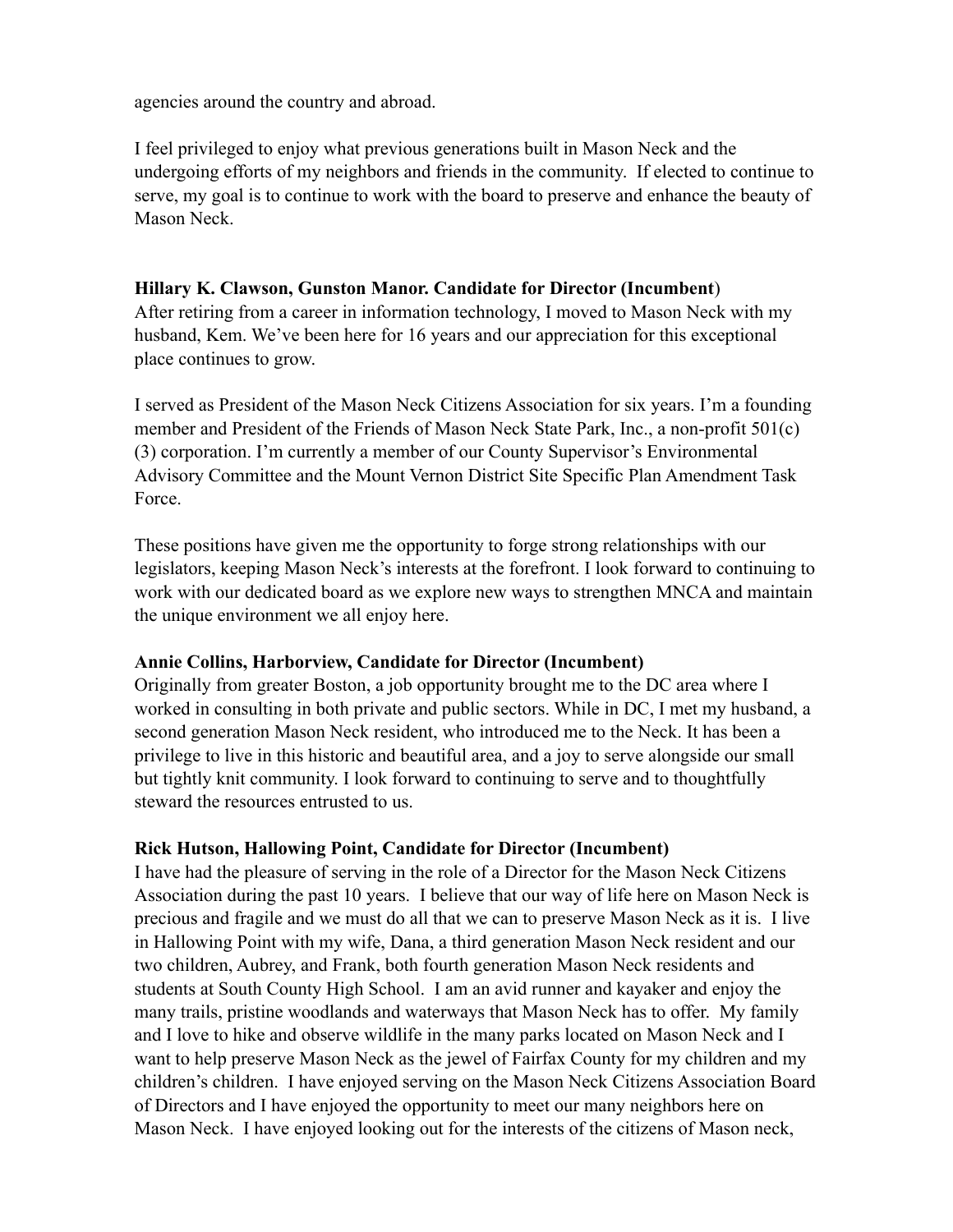agencies around the country and abroad.

I feel privileged to enjoy what previous generations built in Mason Neck and the undergoing efforts of my neighbors and friends in the community. If elected to continue to serve, my goal is to continue to work with the board to preserve and enhance the beauty of Mason Neck.

**Hillary K. Clawson, Gunston Manor. Candidate for Director (Incumbent**)
After retiring from a career in information technology, I moved to Mason Neck with my husband, Kem. We've been here for 16 years and our appreciation for this exceptional place continues to grow.

I served as President of the Mason Neck Citizens Association for six years. I'm a founding member and President of the Friends of Mason Neck State Park, Inc., a non-profit 501(c)(3) corporation. I'm currently a member of our County Supervisor's Environmental Advisory Committee and the Mount Vernon District Site Specific Plan Amendment Task Force.

These positions have given me the opportunity to forge strong relationships with our legislators, keeping Mason Neck's interests at the forefront. I look forward to continuing to work with our dedicated board as we explore new ways to strengthen MNCA and maintain the unique environment we all enjoy here.

**Annie Collins, Harborview, Candidate for Director (Incumbent)**
Originally from greater Boston, a job opportunity brought me to the DC area where I worked in consulting in both private and public sectors. While in DC, I met my husband, a second generation Mason Neck resident, who introduced me to the Neck. It has been a privilege to live in this historic and beautiful area, and a joy to serve alongside our small but tightly knit community. I look forward to continuing to serve and to thoughtfully steward the resources entrusted to us.

**Rick Hutson, Hallowing Point, Candidate for Director (Incumbent)**
I have had the pleasure of serving in the role of a Director for the Mason Neck Citizens Association during the past 10 years. I believe that our way of life here on Mason Neck is precious and fragile and we must do all that we can to preserve Mason Neck as it is. I live in Hallowing Point with my wife, Dana, a third generation Mason Neck resident and our two children, Aubrey, and Frank, both fourth generation Mason Neck residents and students at South County High School. I am an avid runner and kayaker and enjoy the many trails, pristine woodlands and waterways that Mason Neck has to offer. My family and I love to hike and observe wildlife in the many parks located on Mason Neck and I want to help preserve Mason Neck as the jewel of Fairfax County for my children and my children's children. I have enjoyed serving on the Mason Neck Citizens Association Board of Directors and I have enjoyed the opportunity to meet our many neighbors here on Mason Neck. I have enjoyed looking out for the interests of the citizens of Mason neck,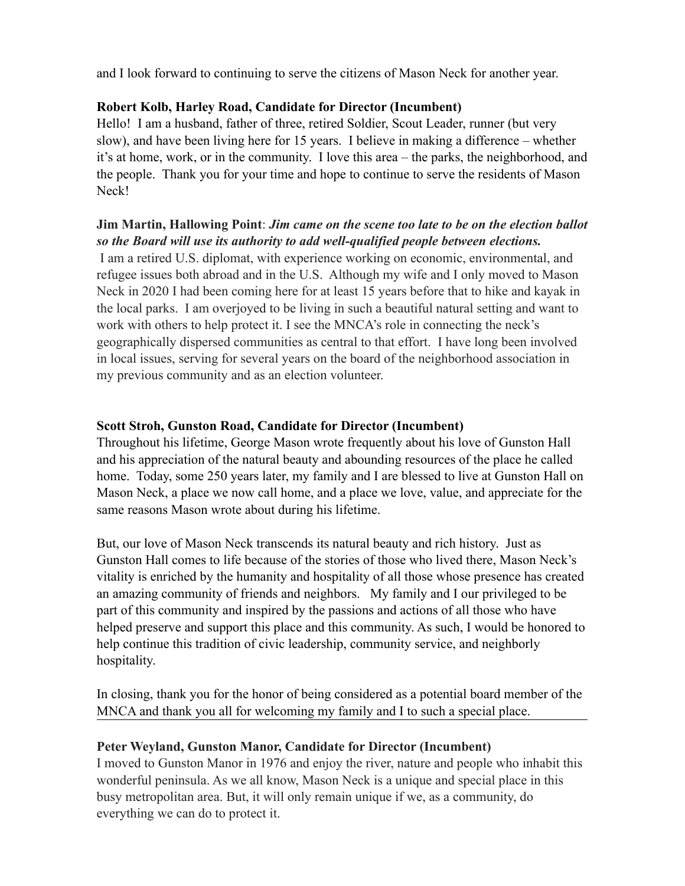and I look forward to continuing to serve the citizens of Mason Neck for another year.

**Robert Kolb, Harley Road, Candidate for Director (Incumbent)**
Hello! I am a husband, father of three, retired Soldier, Scout Leader, runner (but very slow), and have been living here for 15 years. I believe in making a difference – whether it's at home, work, or in the community. I love this area – the parks, the neighborhood, and the people. Thank you for your time and hope to continue to serve the residents of Mason Neck!

**Jim Martin, Hallowing Point**: ***Jim came on the scene too late to be on the election ballot so the Board will use its authority to add well-qualified people between elections.***
I am a retired U.S. diplomat, with experience working on economic, environmental, and refugee issues both abroad and in the U.S. Although my wife and I only moved to Mason Neck in 2020 I had been coming here for at least 15 years before that to hike and kayak in the local parks. I am overjoyed to be living in such a beautiful natural setting and want to work with others to help protect it. I see the MNCA's role in connecting the neck's geographically dispersed communities as central to that effort. I have long been involved in local issues, serving for several years on the board of the neighborhood association in my previous community and as an election volunteer.

**Scott Stroh, Gunston Road, Candidate for Director (Incumbent)**
Throughout his lifetime, George Mason wrote frequently about his love of Gunston Hall and his appreciation of the natural beauty and abounding resources of the place he called home. Today, some 250 years later, my family and I are blessed to live at Gunston Hall on Mason Neck, a place we now call home, and a place we love, value, and appreciate for the same reasons Mason wrote about during his lifetime.

But, our love of Mason Neck transcends its natural beauty and rich history. Just as Gunston Hall comes to life because of the stories of those who lived there, Mason Neck's vitality is enriched by the humanity and hospitality of all those whose presence has created an amazing community of friends and neighbors. My family and I our privileged to be part of this community and inspired by the passions and actions of all those who have helped preserve and support this place and this community. As such, I would be honored to help continue this tradition of civic leadership, community service, and neighborly hospitality.

In closing, thank you for the honor of being considered as a potential board member of the MNCA and thank you all for welcoming my family and I to such a special place.

---

**Peter Weyland, Gunston Manor, Candidate for Director (Incumbent)**
I moved to Gunston Manor in 1976 and enjoy the river, nature and people who inhabit this wonderful peninsula. As we all know, Mason Neck is a unique and special place in this busy metropolitan area. But, it will only remain unique if we, as a community, do everything we can do to protect it.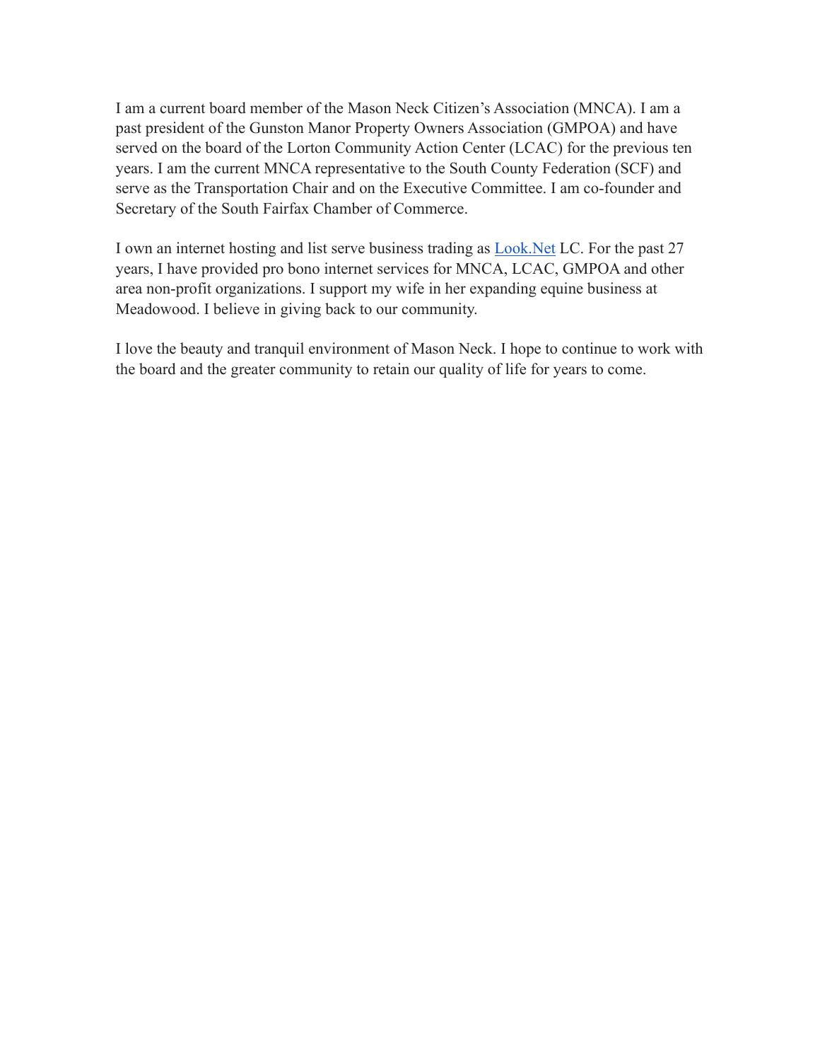I am a current board member of the Mason Neck Citizen's Association (MNCA). I am a past president of the Gunston Manor Property Owners Association (GMPOA) and have served on the board of the Lorton Community Action Center (LCAC) for the previous ten years. I am the current MNCA representative to the South County Federation (SCF) and serve as the Transportation Chair and on the Executive Committee. I am co-founder and Secretary of the South Fairfax Chamber of Commerce.

I own an internet hosting and list serve business trading as Look.Net LC. For the past 27 years, I have provided pro bono internet services for MNCA, LCAC, GMPOA and other area non-profit organizations. I support my wife in her expanding equine business at Meadowood. I believe in giving back to our community.

I love the beauty and tranquil environment of Mason Neck. I hope to continue to work with the board and the greater community to retain our quality of life for years to come.